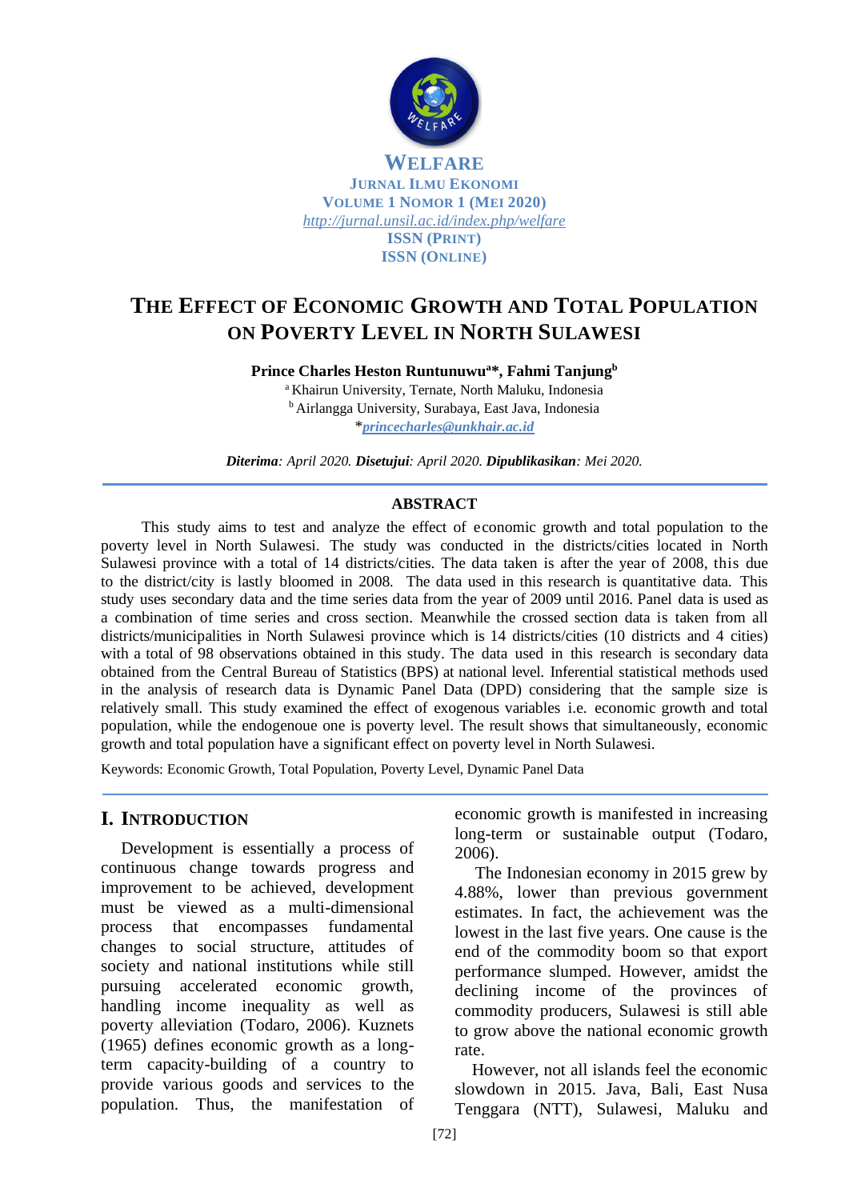**WELFARE**
**JURNAL ILMU EKONOMI**
**VOLUME 1 NOMOR 1 (MEI 2020)**
*http://jurnal.unsil.ac.id/index.php/welfare*
**ISSN (PRINT)**
**ISSN (ONLINE)**

# THE EFFECT OF ECONOMIC GROWTH AND TOTAL POPULATION ON POVERTY LEVEL IN NORTH SULAWESI

**Prince Charles Heston Runtunuwu[a]\*, Fahmi Tanjung[b]**

[a] Khairun University, Ternate, North Maluku, Indonesia
[b] Airlangga University, Surabaya, East Java, Indonesia
\**princecharles@unkhair.ac.id*

***Diterima**: April 2020. **Disetujui**: April 2020. **Dipublikasikan**: Mei 2020.*

## ABSTRACT

This study aims to test and analyze the effect of economic growth and total population to the poverty level in North Sulawesi. The study was conducted in the districts/cities located in North Sulawesi province with a total of 14 districts/cities. The data taken is after the year of 2008, this due to the district/city is lastly bloomed in 2008. The data used in this research is quantitative data. This study uses secondary data and the time series data from the year of 2009 until 2016. Panel data is used as a combination of time series and cross section. Meanwhile the crossed section data is taken from all districts/municipalities in North Sulawesi province which is 14 districts/cities (10 districts and 4 cities) with a total of 98 observations obtained in this study. The data used in this research is secondary data obtained from the Central Bureau of Statistics (BPS) at national level. Inferential statistical methods used in the analysis of research data is Dynamic Panel Data (DPD) considering that the sample size is relatively small. This study examined the effect of exogenous variables i.e. economic growth and total population, while the endogenoue one is poverty level. The result shows that simultaneously, economic growth and total population have a significant effect on poverty level in North Sulawesi.

Keywords: Economic Growth, Total Population, Poverty Level, Dynamic Panel Data

## I. INTRODUCTION

Development is essentially a process of continuous change towards progress and improvement to be achieved, development must be viewed as a multi-dimensional process that encompasses fundamental changes to social structure, attitudes of society and national institutions while still pursuing accelerated economic growth, handling income inequality as well as poverty alleviation (Todaro, 2006). Kuznets (1965) defines economic growth as a long-term capacity-building of a country to provide various goods and services to the population. Thus, the manifestation of economic growth is manifested in increasing long-term or sustainable output (Todaro, 2006).

The Indonesian economy in 2015 grew by 4.88%, lower than previous government estimates. In fact, the achievement was the lowest in the last five years. One cause is the end of the commodity boom so that export performance slumped. However, amidst the declining income of the provinces of commodity producers, Sulawesi is still able to grow above the national economic growth rate.

However, not all islands feel the economic slowdown in 2015. Java, Bali, East Nusa Tenggara (NTT), Sulawesi, Maluku and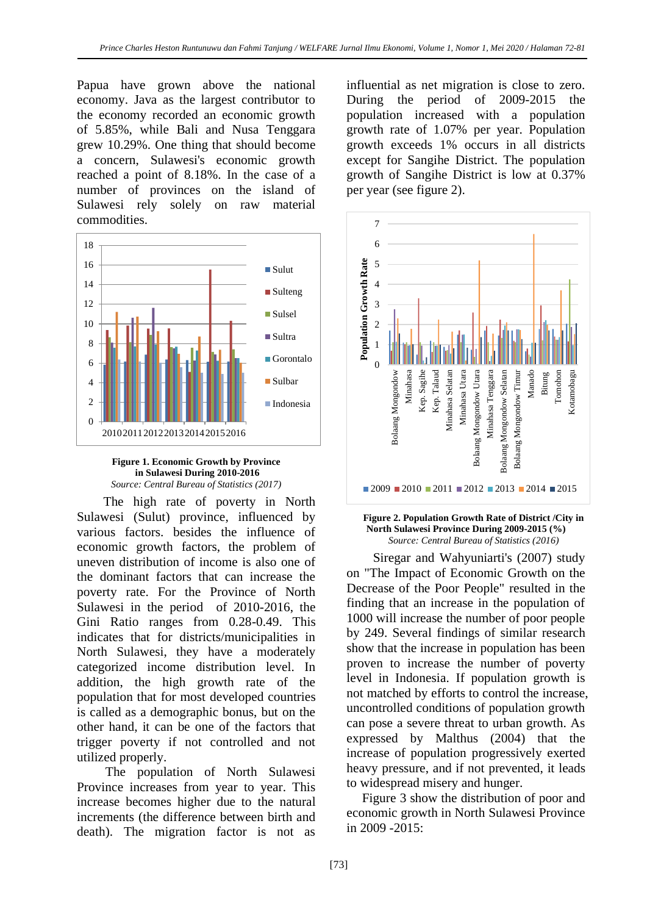Papua have grown above the national economy. Java as the largest contributor to the economy recorded an economic growth of 5.85%, while Bali and Nusa Tenggara grew 10.29%. One thing that should become a concern, Sulawesi's economic growth reached a point of 8.18%. In the case of a number of provinces on the island of Sulawesi rely solely on raw material commodities.

**Figure 1. Economic Growth by Province in Sulawesi During 2010-2016**
*Source: Central Bureau of Statistics (2017)*

The high rate of poverty in North Sulawesi (Sulut) province, influenced by various factors. besides the influence of economic growth factors, the problem of uneven distribution of income is also one of the dominant factors that can increase the poverty rate. For the Province of North Sulawesi in the period of 2010-2016, the Gini Ratio ranges from 0.28-0.49. This indicates that for districts/municipalities in North Sulawesi, they have a moderately categorized income distribution level. In addition, the high growth rate of the population that for most developed countries is called as a demographic bonus, but on the other hand, it can be one of the factors that trigger poverty if not controlled and not utilized properly.

The population of North Sulawesi Province increases from year to year. This increase becomes higher due to the natural increments (the difference between birth and death). The migration factor is not as influential as net migration is close to zero. During the period of 2009-2015 the population increased with a population growth rate of 1.07% per year. Population growth exceeds 1% occurs in all districts except for Sangihe District. The population growth of Sangihe District is low at 0.37% per year (see figure 2).

**Figure 2. Population Growth Rate of District /City in North Sulawesi Province During 2009-2015 (%)**
*Source: Central Bureau of Statistics (2016)*

Siregar and Wahyuniarti's (2007) study on "The Impact of Economic Growth on the Decrease of the Poor People" resulted in the finding that an increase in the population of 1000 will increase the number of poor people by 249. Several findings of similar research show that the increase in population has been proven to increase the number of poverty level in Indonesia. If population growth is not matched by efforts to control the increase, uncontrolled conditions of population growth can pose a severe threat to urban growth. As expressed by Malthus (2004) that the increase of population progressively exerted heavy pressure, and if not prevented, it leads to widespread misery and hunger.

Figure 3 show the distribution of poor and economic growth in North Sulawesi Province in 2009 -2015: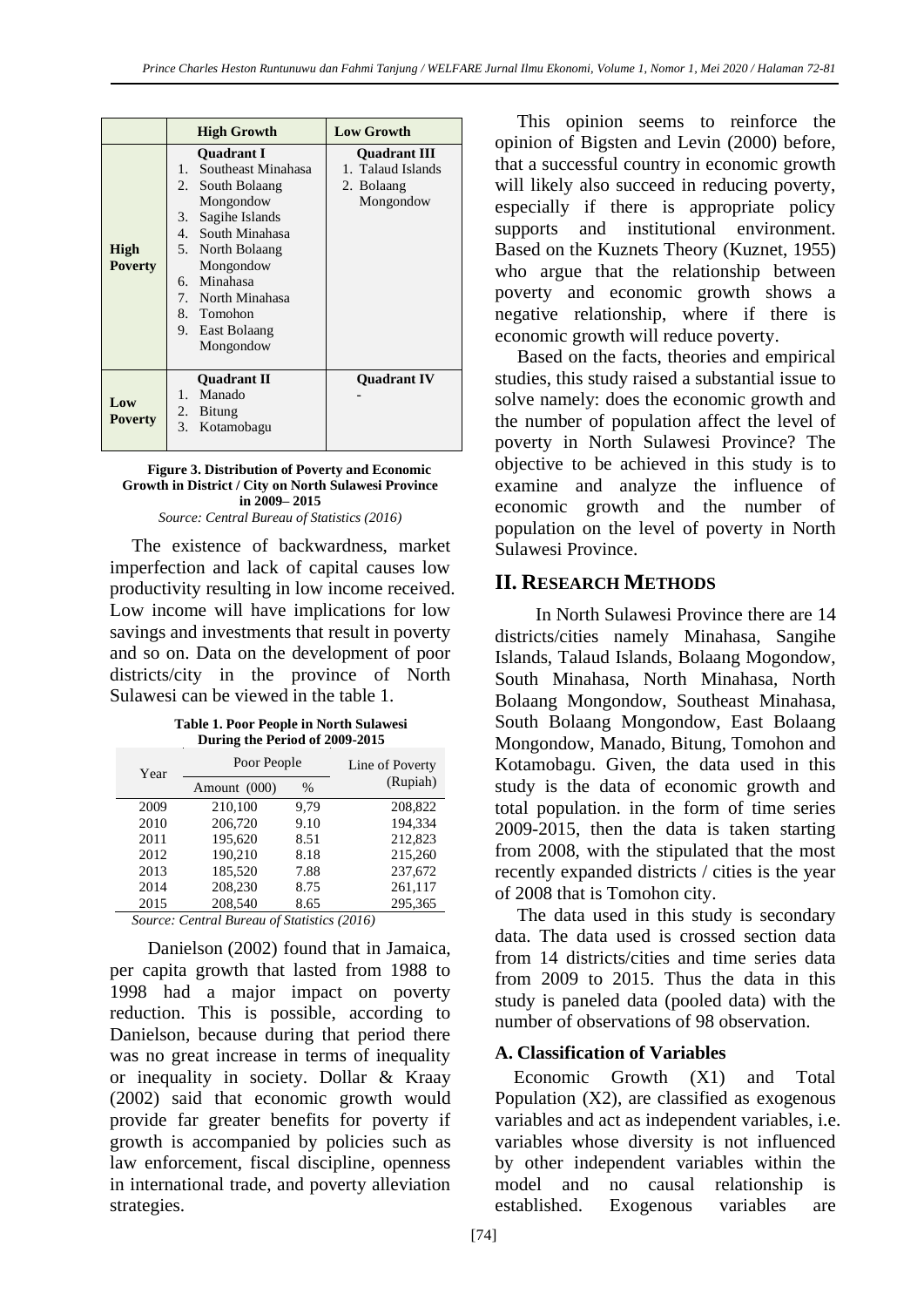| | High Growth | Low Growth |
|---|---|---|
| **High Poverty** | **Quadrant I**<br>1. Southeast Minahasa<br>2. South Bolaang Mongondow<br>3. Sagihe Islands<br>4. South Minahasa<br>5. North Bolaang Mongondow<br>6. Minahasa<br>7. North Minahasa<br>8. Tomohon<br>9. East Bolaang Mongondow | **Quadrant III**<br>1. Talaud Islands<br>2. Bolaang Mongondow |
| **Low Poverty** | **Quadrant II**<br>1. Manado<br>2. Bitung<br>3. Kotamobagu | **Quadrant IV**<br>- |

**Figure 3. Distribution of Poverty and Economic Growth in District / City on North Sulawesi Province in 2009– 2015**

*Source: Central Bureau of Statistics (2016)*

The existence of backwardness, market imperfection and lack of capital causes low productivity resulting in low income received. Low income will have implications for low savings and investments that result in poverty and so on. Data on the development of poor districts/city in the province of North Sulawesi can be viewed in the table 1.

**Table 1. Poor People in North Sulawesi During the Period of 2009-2015**

| Year | Poor People | | Line of Poverty (Rupiah) |
|---|---|---|---|
| | Amount (000) | % | |
| 2009 | 210,100 | 9,79 | 208,822 |
| 2010 | 206,720 | 9.10 | 194,334 |
| 2011 | 195,620 | 8.51 | 212,823 |
| 2012 | 190,210 | 8.18 | 215,260 |
| 2013 | 185,520 | 7.88 | 237,672 |
| 2014 | 208,230 | 8.75 | 261,117 |
| 2015 | 208,540 | 8.65 | 295,365 |

*Source: Central Bureau of Statistics (2016)*

Danielson (2002) found that in Jamaica, per capita growth that lasted from 1988 to 1998 had a major impact on poverty reduction. This is possible, according to Danielson, because during that period there was no great increase in terms of inequality or inequality in society. Dollar & Kraay (2002) said that economic growth would provide far greater benefits for poverty if growth is accompanied by policies such as law enforcement, fiscal discipline, openness in international trade, and poverty alleviation strategies.

This opinion seems to reinforce the opinion of Bigsten and Levin (2000) before, that a successful country in economic growth will likely also succeed in reducing poverty, especially if there is appropriate policy supports and institutional environment. Based on the Kuznets Theory (Kuznet, 1955) who argue that the relationship between poverty and economic growth shows a negative relationship, where if there is economic growth will reduce poverty.

Based on the facts, theories and empirical studies, this study raised a substantial issue to solve namely: does the economic growth and the number of population affect the level of poverty in North Sulawesi Province? The objective to be achieved in this study is to examine and analyze the influence of economic growth and the number of population on the level of poverty in North Sulawesi Province.

## II. RESEARCH METHODS

In North Sulawesi Province there are 14 districts/cities namely Minahasa, Sangihe Islands, Talaud Islands, Bolaang Mogondow, South Minahasa, North Minahasa, North Bolaang Mongondow, Southeast Minahasa, South Bolaang Mongondow, East Bolaang Mongondow, Manado, Bitung, Tomohon and Kotamobagu. Given, the data used in this study is the data of economic growth and total population. in the form of time series 2009-2015, then the data is taken starting from 2008, with the stipulated that the most recently expanded districts / cities is the year of 2008 that is Tomohon city.

The data used in this study is secondary data. The data used is crossed section data from 14 districts/cities and time series data from 2009 to 2015. Thus the data in this study is paneled data (pooled data) with the number of observations of 98 observation.

### A. Classification of Variables

Economic Growth (X1) and Total Population (X2), are classified as exogenous variables and act as independent variables, i.e. variables whose diversity is not influenced by other independent variables within the model and no causal relationship is established. Exogenous variables are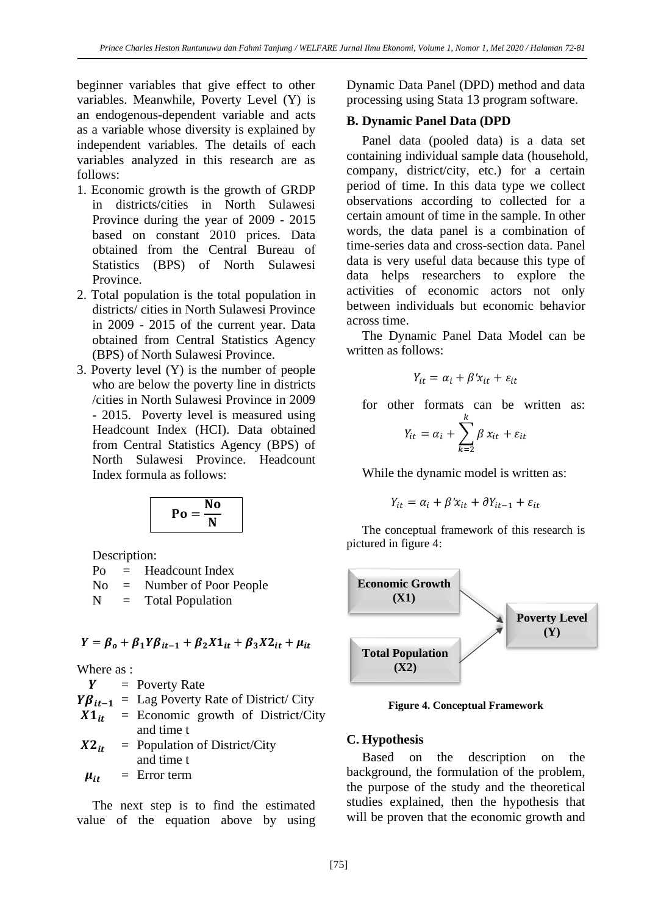beginner variables that give effect to other variables. Meanwhile, Poverty Level (Y) is an endogenous-dependent variable and acts as a variable whose diversity is explained by independent variables. The details of each variables analyzed in this research are as follows:

1. Economic growth is the growth of GRDP in districts/cities in North Sulawesi Province during the year of 2009 - 2015 based on constant 2010 prices. Data obtained from the Central Bureau of Statistics (BPS) of North Sulawesi Province.
2. Total population is the total population in districts/ cities in North Sulawesi Province in 2009 - 2015 of the current year. Data obtained from Central Statistics Agency (BPS) of North Sulawesi Province.
3. Poverty level (Y) is the number of people who are below the poverty line in districts /cities in North Sulawesi Province in 2009 - 2015. Poverty level is measured using Headcount Index (HCI). Data obtained from Central Statistics Agency (BPS) of North Sulawesi Province. Headcount Index formula as follows:

$$\mathbf{Po = \frac{No}{N}}$$

Description:

Po = Headcount Index
No = Number of Poor People
N = Total Population

$$Y = \beta_o + \beta_1 Y\beta_{it-1} + \beta_2 X1_{it} + \beta_3 X2_{it} + \mu_{it}$$

Where as :

$Y$ = Poverty Rate
$Y\beta_{it-1}$ = Lag Poverty Rate of District/ City
$X1_{it}$ = Economic growth of District/City and time t
$X2_{it}$ = Population of District/City and time t
$\mu_{it}$ = Error term

The next step is to find the estimated value of the equation above by using Dynamic Data Panel (DPD) method and data processing using Stata 13 program software.

## B. Dynamic Panel Data (DPD

Panel data (pooled data) is a data set containing individual sample data (household, company, district/city, etc.) for a certain period of time. In this data type we collect observations according to collected for a certain amount of time in the sample. In other words, the data panel is a combination of time-series data and cross-section data. Panel data is very useful data because this type of data helps researchers to explore the activities of economic actors not only between individuals but economic behavior across time.

The Dynamic Panel Data Model can be written as follows:

$$Y_{it} = \alpha_i + \beta' x_{it} + \varepsilon_{it}$$

for other formats can be written as:

$$Y_{it} = \alpha_i + \sum_{k=2}^{k} \beta\, x_{it} + \varepsilon_{it}$$

While the dynamic model is written as:

$$Y_{it} = \alpha_i + \beta' x_{it} + \partial Y_{it-1} + \varepsilon_{it}$$

The conceptual framework of this research is pictured in figure 4:

Economic Growth (X1) → Poverty Level (Y) ← Total Population (X2)

**Figure 4. Conceptual Framework**

## C. Hypothesis

Based on the description on the background, the formulation of the problem, the purpose of the study and the theoretical studies explained, then the hypothesis that will be proven that the economic growth and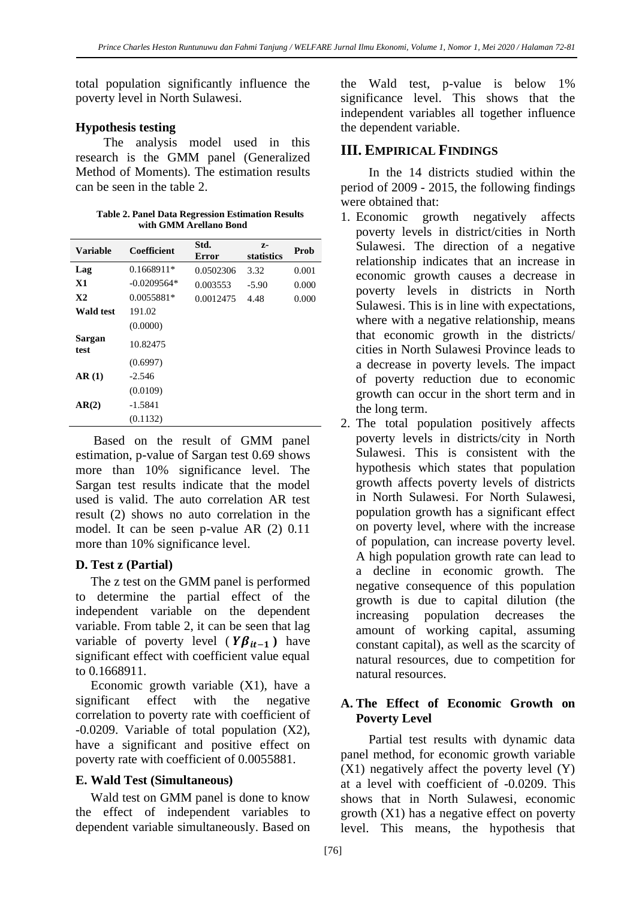total population significantly influence the poverty level in North Sulawesi.

### Hypothesis testing

The analysis model used in this research is the GMM panel (Generalized Method of Moments). The estimation results can be seen in the table 2.

**Table 2. Panel Data Regression Estimation Results with GMM Arellano Bond**

| Variable | Coefficient | Std. Error | z-statistics | Prob |
|---|---|---|---|---|
| **Lag** | 0.1668911* | 0.0502306 | 3.32 | 0.001 |
| **X1** | -0.0209564* | 0.003553 | -5.90 | 0.000 |
| **X2** | 0.0055881* | 0.0012475 | 4.48 | 0.000 |
| **Wald test** | 191.02 | | | |
| | (0.0000) | | | |
| **Sargan test** | 10.82475 | | | |
| | (0.6997) | | | |
| **AR (1)** | -2.546 | | | |
| | (0.0109) | | | |
| **AR(2)** | -1.5841 | | | |
| | (0.1132) | | | |

Based on the result of GMM panel estimation, p-value of Sargan test 0.69 shows more than 10% significance level. The Sargan test results indicate that the model used is valid. The auto correlation AR test result (2) shows no auto correlation in the model. It can be seen p-value AR (2) 0.11 more than 10% significance level.

### D. Test z (Partial)

The z test on the GMM panel is performed to determine the partial effect of the independent variable on the dependent variable. From table 2, it can be seen that lag variable of poverty level ($Y\beta_{it-1}$) have significant effect with coefficient value equal to 0.1668911.

Economic growth variable (X1), have a significant effect with the negative correlation to poverty rate with coefficient of -0.0209. Variable of total population (X2), have a significant and positive effect on poverty rate with coefficient of 0.0055881.

### E. Wald Test (Simultaneous)

Wald test on GMM panel is done to know the effect of independent variables to dependent variable simultaneously. Based on the Wald test, p-value is below 1% significance level. This shows that the independent variables all together influence the dependent variable.

## III. EMPIRICAL FINDINGS

In the 14 districts studied within the period of 2009 - 2015, the following findings were obtained that:

1. Economic growth negatively affects poverty levels in district/cities in North Sulawesi. The direction of a negative relationship indicates that an increase in economic growth causes a decrease in poverty levels in districts in North Sulawesi. This is in line with expectations, where with a negative relationship, means that economic growth in the districts/ cities in North Sulawesi Province leads to a decrease in poverty levels. The impact of poverty reduction due to economic growth can occur in the short term and in the long term.
2. The total population positively affects poverty levels in districts/city in North Sulawesi. This is consistent with the hypothesis which states that population growth affects poverty levels of districts in North Sulawesi. For North Sulawesi, population growth has a significant effect on poverty level, where with the increase of population, can increase poverty level. A high population growth rate can lead to a decline in economic growth. The negative consequence of this population growth is due to capital dilution (the increasing population decreases the amount of working capital, assuming constant capital), as well as the scarcity of natural resources, due to competition for natural resources.

### A. The Effect of Economic Growth on Poverty Level

Partial test results with dynamic data panel method, for economic growth variable (X1) negatively affect the poverty level (Y) at a level with coefficient of -0.0209. This shows that in North Sulawesi, economic growth (X1) has a negative effect on poverty level. This means, the hypothesis that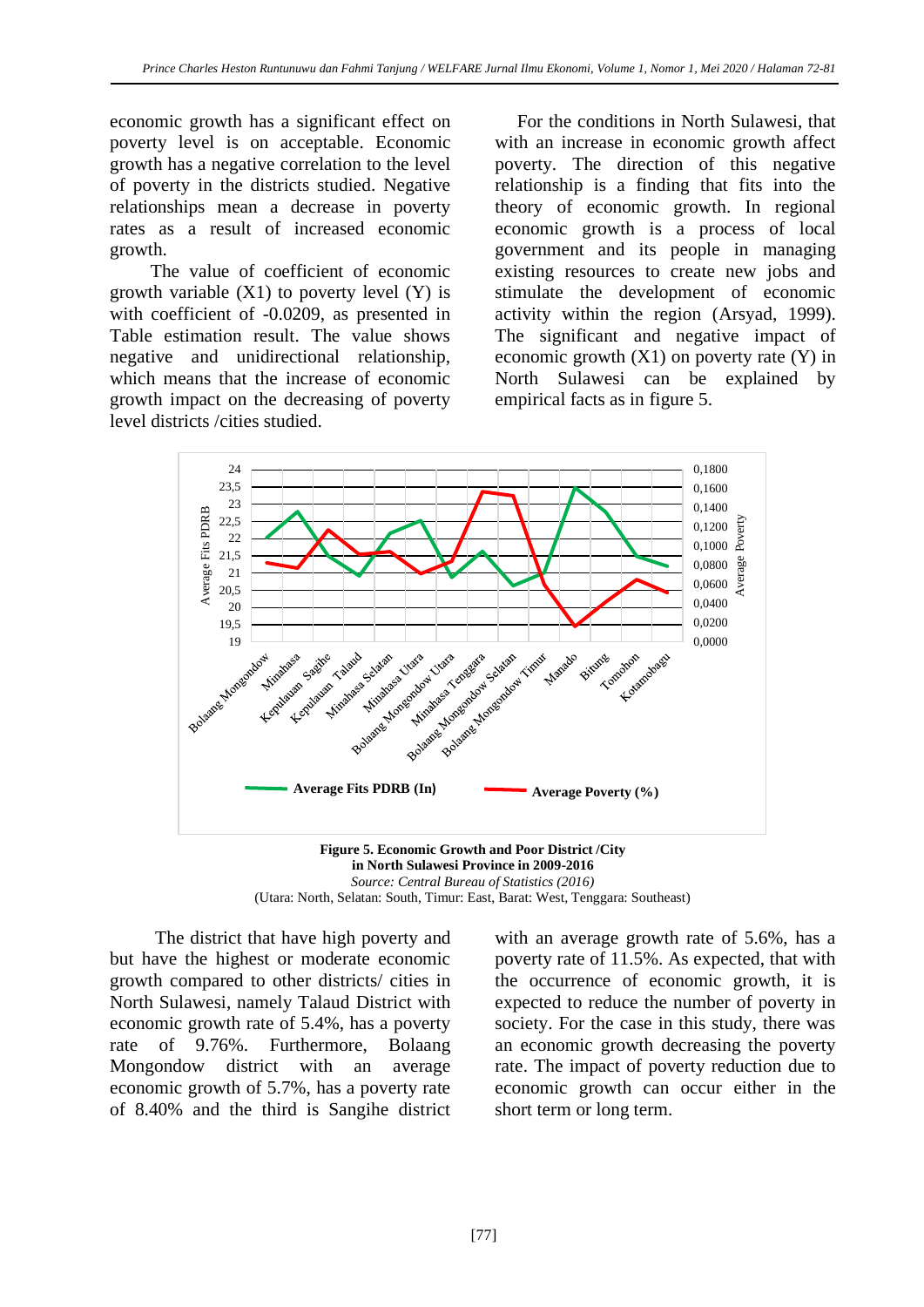economic growth has a significant effect on poverty level is on acceptable. Economic growth has a negative correlation to the level of poverty in the districts studied. Negative relationships mean a decrease in poverty rates as a result of increased economic growth.

The value of coefficient of economic growth variable (X1) to poverty level (Y) is with coefficient of -0.0209, as presented in Table estimation result. The value shows negative and unidirectional relationship, which means that the increase of economic growth impact on the decreasing of poverty level districts /cities studied.

For the conditions in North Sulawesi, that with an increase in economic growth affect poverty. The direction of this negative relationship is a finding that fits into the theory of economic growth. In regional economic growth is a process of local government and its people in managing existing resources to create new jobs and stimulate the development of economic activity within the region (Arsyad, 1999). The significant and negative impact of economic growth (X1) on poverty rate (Y) in North Sulawesi can be explained by empirical facts as in figure 5.

**Figure 5. Economic Growth and Poor District /City in North Sulawesi Province in 2009-2016**

*Source: Central Bureau of Statistics (2016)*

(Utara: North, Selatan: South, Timur: East, Barat: West, Tenggara: Southeast)

The district that have high poverty and but have the highest or moderate economic growth compared to other districts/ cities in North Sulawesi, namely Talaud District with economic growth rate of 5.4%, has a poverty rate of 9.76%. Furthermore, Bolaang Mongondow district with an average economic growth of 5.7%, has a poverty rate of 8.40% and the third is Sangihe district with an average growth rate of 5.6%, has a poverty rate of 11.5%. As expected, that with the occurrence of economic growth, it is expected to reduce the number of poverty in society. For the case in this study, there was an economic growth decreasing the poverty rate. The impact of poverty reduction due to economic growth can occur either in the short term or long term.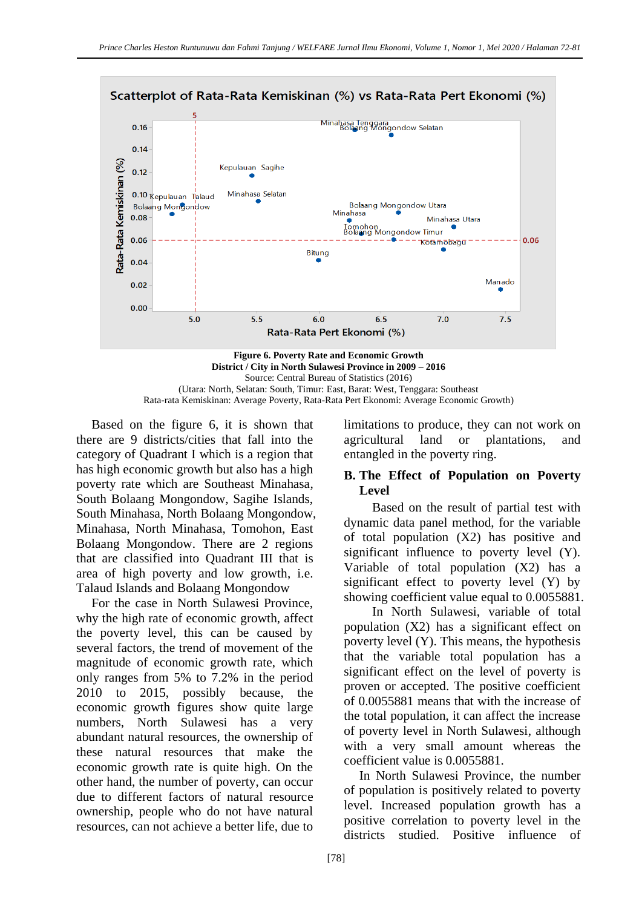**Figure 6. Poverty Rate and Economic Growth**
**District / City in North Sulawesi Province in 2009 – 2016**
Source: Central Bureau of Statistics (2016)
(Utara: North, Selatan: South, Timur: East, Barat: West, Tenggara: Southeast
Rata-rata Kemiskinan: Average Poverty, Rata-Rata Pert Ekonomi: Average Economic Growth)

Based on the figure 6, it is shown that there are 9 districts/cities that fall into the category of Quadrant I which is a region that has high economic growth but also has a high poverty rate which are Southeast Minahasa, South Bolaang Mongondow, Sagihe Islands, South Minahasa, North Bolaang Mongondow, Minahasa, North Minahasa, Tomohon, East Bolaang Mongondow. There are 2 regions that are classified into Quadrant III that is area of high poverty and low growth, i.e. Talaud Islands and Bolaang Mongondow

For the case in North Sulawesi Province, why the high rate of economic growth, affect the poverty level, this can be caused by several factors, the trend of movement of the magnitude of economic growth rate, which only ranges from 5% to 7.2% in the period 2010 to 2015, possibly because, the economic growth figures show quite large numbers, North Sulawesi has a very abundant natural resources, the ownership of these natural resources that make the economic growth rate is quite high. On the other hand, the number of poverty, can occur due to different factors of natural resource ownership, people who do not have natural resources, can not achieve a better life, due to limitations to produce, they can not work on agricultural land or plantations, and entangled in the poverty ring.

## B. The Effect of Population on Poverty Level

Based on the result of partial test with dynamic data panel method, for the variable of total population (X2) has positive and significant influence to poverty level (Y). Variable of total population (X2) has a significant effect to poverty level (Y) by showing coefficient value equal to 0.0055881.

In North Sulawesi, variable of total population (X2) has a significant effect on poverty level (Y). This means, the hypothesis that the variable total population has a significant effect on the level of poverty is proven or accepted. The positive coefficient of 0.0055881 means that with the increase of the total population, it can affect the increase of poverty level in North Sulawesi, although with a very small amount whereas the coefficient value is 0.0055881.

In North Sulawesi Province, the number of population is positively related to poverty level. Increased population growth has a positive correlation to poverty level in the districts studied. Positive influence of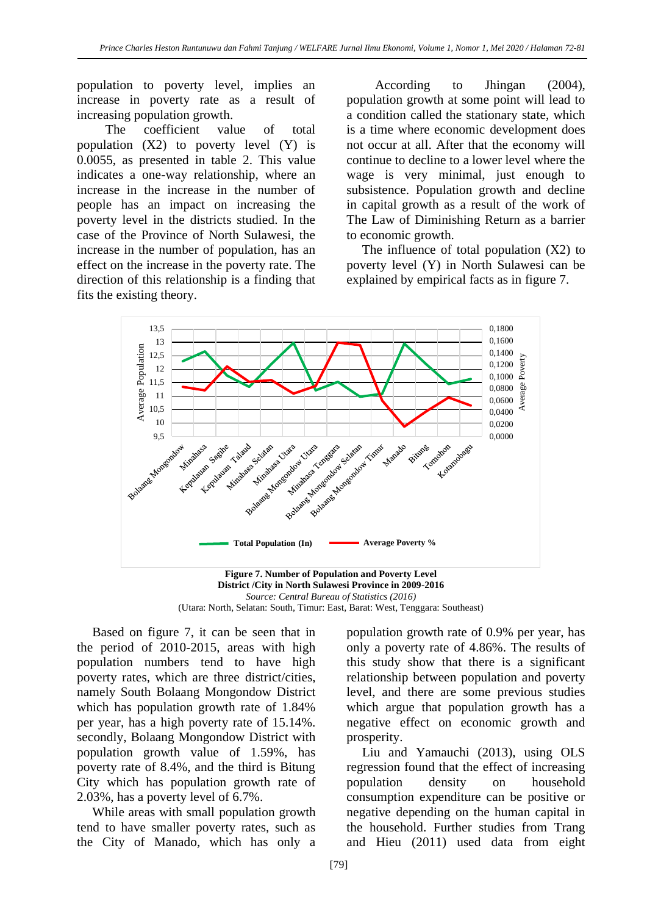population to poverty level, implies an increase in poverty rate as a result of increasing population growth.

The coefficient value of total population (X2) to poverty level (Y) is 0.0055, as presented in table 2. This value indicates a one-way relationship, where an increase in the increase in the number of people has an impact on increasing the poverty level in the districts studied. In the case of the Province of North Sulawesi, the increase in the number of population, has an effect on the increase in the poverty rate. The direction of this relationship is a finding that fits the existing theory.

According to Jhingan (2004), population growth at some point will lead to a condition called the stationary state, which is a time where economic development does not occur at all. After that the economy will continue to decline to a lower level where the wage is very minimal, just enough to subsistence. Population growth and decline in capital growth as a result of the work of The Law of Diminishing Return as a barrier to economic growth.

The influence of total population (X2) to poverty level (Y) in North Sulawesi can be explained by empirical facts as in figure 7.

**Figure 7. Number of Population and Poverty Level District /City in North Sulawesi Province in 2009-2016**

*Source: Central Bureau of Statistics (2016)*

(Utara: North, Selatan: South, Timur: East, Barat: West, Tenggara: Southeast)

Based on figure 7, it can be seen that in the period of 2010-2015, areas with high population numbers tend to have high poverty rates, which are three district/cities, namely South Bolaang Mongondow District which has population growth rate of 1.84% per year, has a high poverty rate of 15.14%. secondly, Bolaang Mongondow District with population growth value of 1.59%, has poverty rate of 8.4%, and the third is Bitung City which has population growth rate of 2.03%, has a poverty level of 6.7%.

While areas with small population growth tend to have smaller poverty rates, such as the City of Manado, which has only a population growth rate of 0.9% per year, has only a poverty rate of 4.86%. The results of this study show that there is a significant relationship between population and poverty level, and there are some previous studies which argue that population growth has a negative effect on economic growth and prosperity.

Liu and Yamauchi (2013), using OLS regression found that the effect of increasing population density on household consumption expenditure can be positive or negative depending on the human capital in the household. Further studies from Trang and Hieu (2011) used data from eight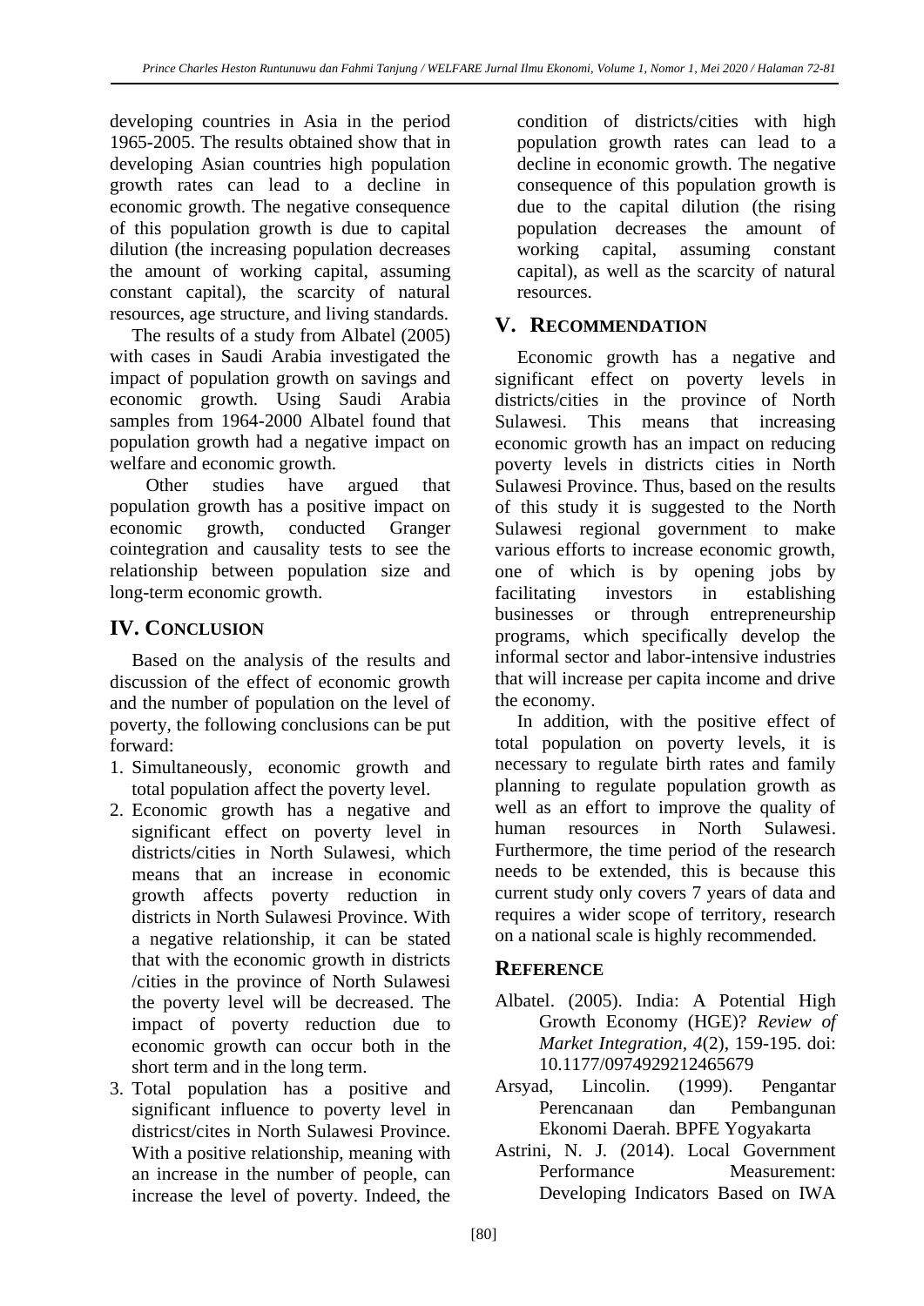developing countries in Asia in the period 1965-2005. The results obtained show that in developing Asian countries high population growth rates can lead to a decline in economic growth. The negative consequence of this population growth is due to capital dilution (the increasing population decreases the amount of working capital, assuming constant capital), the scarcity of natural resources, age structure, and living standards.

The results of a study from Albatel (2005) with cases in Saudi Arabia investigated the impact of population growth on savings and economic growth. Using Saudi Arabia samples from 1964-2000 Albatel found that population growth had a negative impact on welfare and economic growth.

Other studies have argued that population growth has a positive impact on economic growth, conducted Granger cointegration and causality tests to see the relationship between population size and long-term economic growth.

## IV. CONCLUSION

Based on the analysis of the results and discussion of the effect of economic growth and the number of population on the level of poverty, the following conclusions can be put forward:

1. Simultaneously, economic growth and total population affect the poverty level.
2. Economic growth has a negative and significant effect on poverty level in districts/cities in North Sulawesi, which means that an increase in economic growth affects poverty reduction in districts in North Sulawesi Province. With a negative relationship, it can be stated that with the economic growth in districts /cities in the province of North Sulawesi the poverty level will be decreased. The impact of poverty reduction due to economic growth can occur both in the short term and in the long term.
3. Total population has a positive and significant influence to poverty level in districst/cites in North Sulawesi Province. With a positive relationship, meaning with an increase in the number of people, can increase the level of poverty. Indeed, the condition of districts/cities with high population growth rates can lead to a decline in economic growth. The negative consequence of this population growth is due to the capital dilution (the rising population decreases the amount of working capital, assuming constant capital), as well as the scarcity of natural resources.

## V. RECOMMENDATION

Economic growth has a negative and significant effect on poverty levels in districts/cities in the province of North Sulawesi. This means that increasing economic growth has an impact on reducing poverty levels in districts cities in North Sulawesi Province. Thus, based on the results of this study it is suggested to the North Sulawesi regional government to make various efforts to increase economic growth, one of which is by opening jobs by facilitating investors in establishing businesses or through entrepreneurship programs, which specifically develop the informal sector and labor-intensive industries that will increase per capita income and drive the economy.

In addition, with the positive effect of total population on poverty levels, it is necessary to regulate birth rates and family planning to regulate population growth as well as an effort to improve the quality of human resources in North Sulawesi. Furthermore, the time period of the research needs to be extended, this is because this current study only covers 7 years of data and requires a wider scope of territory, research on a national scale is highly recommended.

## REFERENCE

Albatel. (2005). India: A Potential High Growth Economy (HGE)? *Review of Market Integration, 4*(2), 159-195. doi: 10.1177/0974929212465679

Arsyad, Lincolin. (1999). Pengantar Perencanaan dan Pembangunan Ekonomi Daerah. BPFE Yogyakarta

Astrini, N. J. (2014). Local Government Performance Measurement: Developing Indicators Based on IWA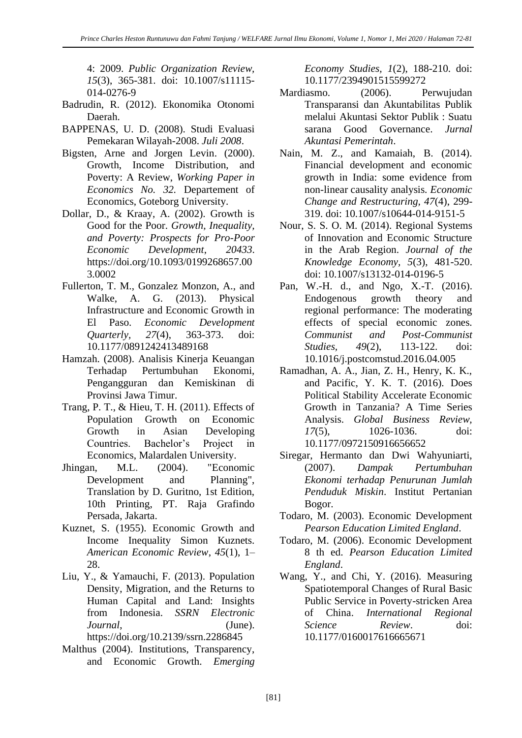4: 2009. *Public Organization Review, 15*(3), 365-381. doi: 10.1007/s11115-014-0276-9

Badrudin, R. (2012). Ekonomika Otonomi Daerah.

BAPPENAS, U. D. (2008). Studi Evaluasi Pemekaran Wilayah-2008. *Juli 2008*.

Bigsten, Arne and Jorgen Levin. (2000). Growth, Income Distribution, and Poverty: A Review, *Working Paper in Economics No. 32.* Departement of Economics, Goteborg University.

Dollar, D., & Kraay, A. (2002). Growth is Good for the Poor. *Growth, Inequality, and Poverty: Prospects for Pro-Poor Economic Development*, *20433*. https://doi.org/10.1093/0199268657.003.0002

Fullerton, T. M., Gonzalez Monzon, A., and Walke, A. G. (2013). Physical Infrastructure and Economic Growth in El Paso. *Economic Development Quarterly*, *27*(4), 363-373. doi: 10.1177/0891242413489168

Hamzah. (2008). Analisis Kinerja Keuangan Terhadap Pertumbuhan Ekonomi, Pengangguran dan Kemiskinan di Provinsi Jawa Timur.

Trang, P. T., & Hieu, T. H. (2011). Effects of Population Growth on Economic Growth in Asian Developing Countries. Bachelor's Project in Economics, Malardalen University.

Jhingan, M.L. (2004). "Economic Development and Planning", Translation by D. Guritno, 1st Edition, 10th Printing, PT. Raja Grafindo Persada, Jakarta.

Kuznet, S. (1955). Economic Growth and Income Inequality Simon Kuznets. *American Economic Review*, *45*(1), 1–28.

Liu, Y., & Yamauchi, F. (2013). Population Density, Migration, and the Returns to Human Capital and Land: Insights from Indonesia. *SSRN Electronic Journal*, (June). https://doi.org/10.2139/ssrn.2286845

Malthus (2004). Institutions, Transparency, and Economic Growth. *Emerging Economy Studies*, *1*(2), 188-210. doi: 10.1177/2394901515599272

Mardiasmo. (2006). Perwujudan Transparansi dan Akuntabilitas Publik melalui Akuntasi Sektor Publik : Suatu sarana Good Governance. *Jurnal Akuntasi Pemerintah*.

Nain, M. Z., and Kamaiah, B. (2014). Financial development and economic growth in India: some evidence from non-linear causality analysis. *Economic Change and Restructuring*, *47*(4), 299-319. doi: 10.1007/s10644-014-9151-5

Nour, S. S. O. M. (2014). Regional Systems of Innovation and Economic Structure in the Arab Region. *Journal of the Knowledge Economy, 5*(3), 481-520. doi: 10.1007/s13132-014-0196-5

Pan, W.-H. d., and Ngo, X.-T. (2016). Endogenous growth theory and regional performance: The moderating effects of special economic zones. *Communist and Post-Communist Studies, 49*(2), 113-122. doi: 10.1016/j.postcomstud.2016.04.005

Ramadhan, A. A., Jian, Z. H., Henry, K. K., and Pacific, Y. K. T. (2016). Does Political Stability Accelerate Economic Growth in Tanzania? A Time Series Analysis. *Global Business Review, 17*(5), 1026-1036. doi: 10.1177/0972150916656652

Siregar, Hermanto dan Dwi Wahyuniarti, (2007). *Dampak Pertumbuhan Ekonomi terhadap Penurunan Jumlah Penduduk Miskin*. Institut Pertanian Bogor.

Todaro, M. (2003). Economic Development *Pearson Education Limited England*.

Todaro, M. (2006). Economic Development 8 th ed. *Pearson Education Limited England*.

Wang, Y., and Chi, Y. (2016). Measuring Spatiotemporal Changes of Rural Basic Public Service in Poverty-stricken Area of China. *International Regional Science Review*. doi: 10.1177/0160017616665671